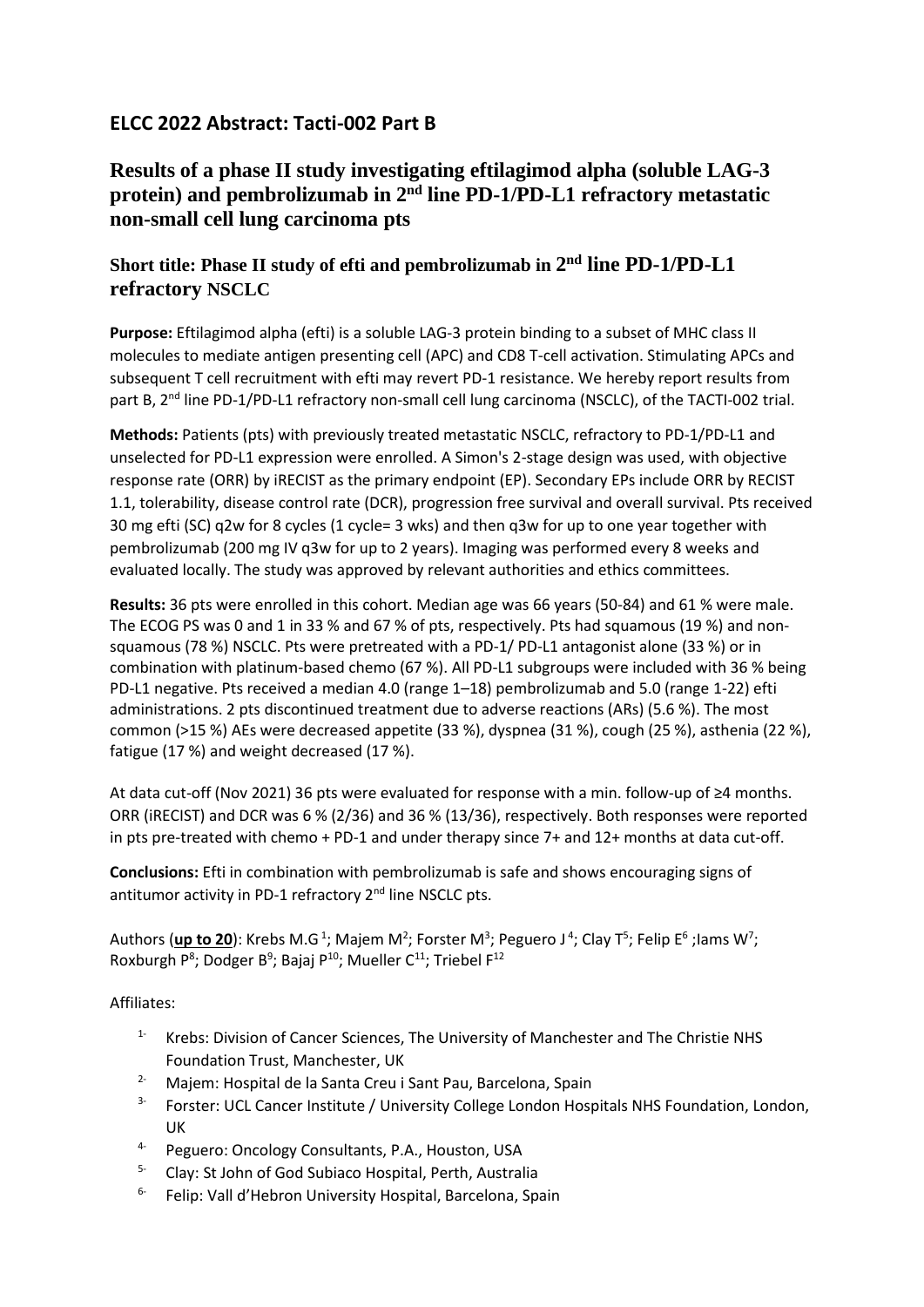## ELCC 2022 Abstract: Tacti-002 Part B

# Results of a phase II study investigating eftilagimod alpha (soluble LAG-3 protein) and pembrolizumab in 2nd line PD-1/PD-L1 refractory metastatic non-small cell lung carcinoma pts

## Short title: Phase II study of efti and pembrolizumab in 2nd line PD-1/PD-L1 refractory NSCLC

**Purpose:** Eftilagimod alpha (efti) is a soluble LAG-3 protein binding to a subset of MHC class II molecules to mediate antigen presenting cell (APC) and CD8 T-cell activation. Stimulating APCs and subsequent T cell recruitment with efti may revert PD-1 resistance. We hereby report results from part B, 2nd line PD-1/PD-L1 refractory non-small cell lung carcinoma (NSCLC), of the TACTI-002 trial.

**Methods:** Patients (pts) with previously treated metastatic NSCLC, refractory to PD-1/PD-L1 and unselected for PD-L1 expression were enrolled. A Simon's 2-stage design was used, with objective response rate (ORR) by iRECIST as the primary endpoint (EP). Secondary EPs include ORR by RECIST 1.1, tolerability, disease control rate (DCR), progression free survival and overall survival. Pts received 30 mg efti (SC) q2w for 8 cycles (1 cycle= 3 wks) and then q3w for up to one year together with pembrolizumab (200 mg IV q3w for up to 2 years). Imaging was performed every 8 weeks and evaluated locally. The study was approved by relevant authorities and ethics committees.

**Results:** 36 pts were enrolled in this cohort. Median age was 66 years (50-84) and 61 % were male. The ECOG PS was 0 and 1 in 33 % and 67 % of pts, respectively. Pts had squamous (19 %) and non-squamous (78 %) NSCLC. Pts were pretreated with a PD-1/ PD-L1 antagonist alone (33 %) or in combination with platinum-based chemo (67 %). All PD-L1 subgroups were included with 36 % being PD-L1 negative. Pts received a median 4.0 (range 1–18) pembrolizumab and 5.0 (range 1-22) efti administrations. 2 pts discontinued treatment due to adverse reactions (ARs) (5.6 %). The most common (>15 %) AEs were decreased appetite (33 %), dyspnea (31 %), cough (25 %), asthenia (22 %), fatigue (17 %) and weight decreased (17 %).

At data cut-off (Nov 2021) 36 pts were evaluated for response with a min. follow-up of ≥4 months. ORR (iRECIST) and DCR was 6 % (2/36) and 36 % (13/36), respectively. Both responses were reported in pts pre-treated with chemo + PD-1 and under therapy since 7+ and 12+ months at data cut-off.

**Conclusions:** Efti in combination with pembrolizumab is safe and shows encouraging signs of antitumor activity in PD-1 refractory 2nd line NSCLC pts.

Authors (**up to 20**): Krebs M.G [1]; Majem M[2]; Forster M[3]; Peguero J [4]; Clay T[5]; Felip E[6] ;Iams W[7]; Roxburgh P[8]; Dodger B[9]; Bajaj P[10]; Mueller C[11]; Triebel F[12]

Affiliates:

1. Krebs: Division of Cancer Sciences, The University of Manchester and The Christie NHS Foundation Trust, Manchester, UK
2. Majem: Hospital de la Santa Creu i Sant Pau, Barcelona, Spain
3. Forster: UCL Cancer Institute / University College London Hospitals NHS Foundation, London, UK
4. Peguero: Oncology Consultants, P.A., Houston, USA
5. Clay: St John of God Subiaco Hospital, Perth, Australia
6. Felip: Vall d'Hebron University Hospital, Barcelona, Spain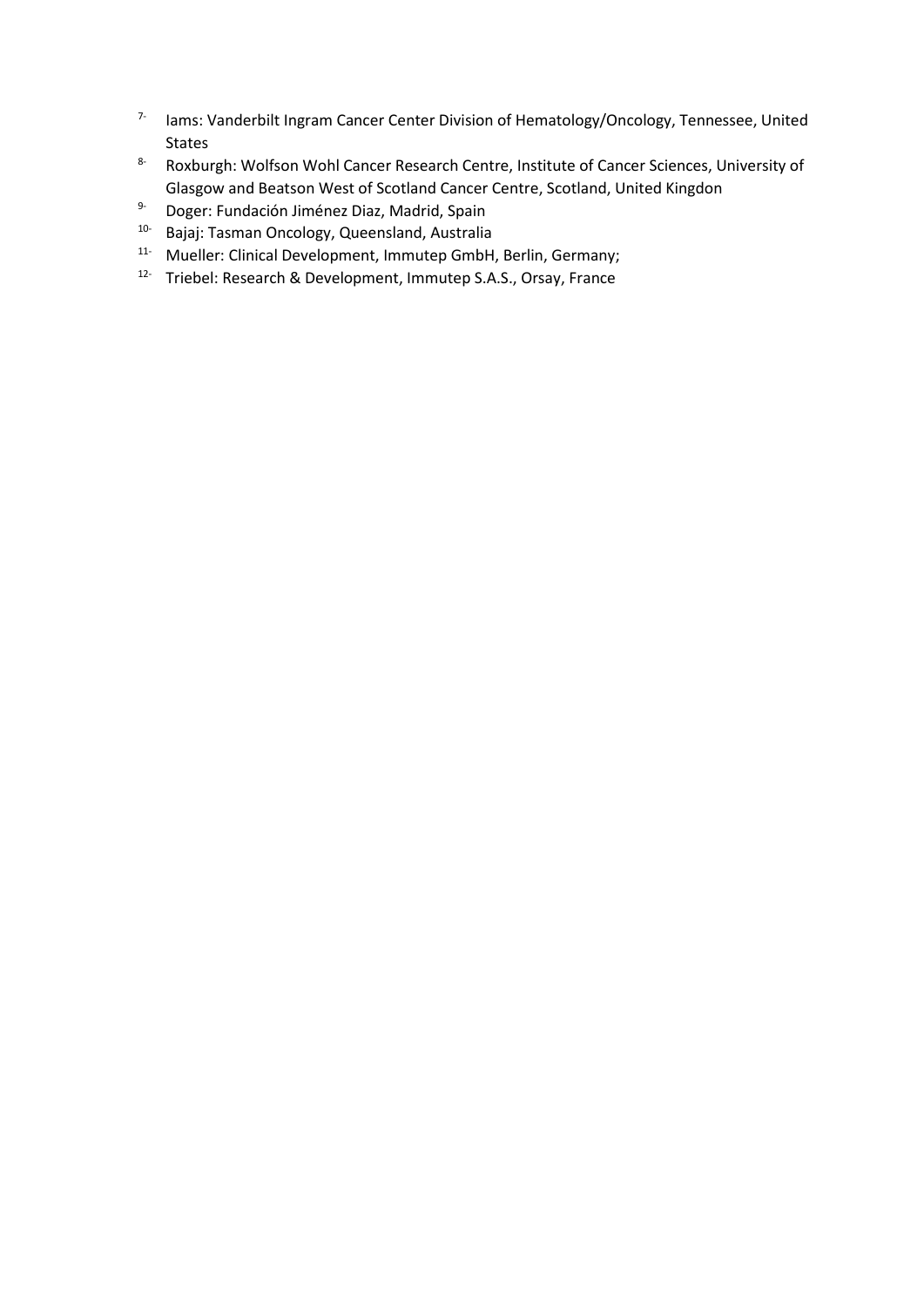7- Iams: Vanderbilt Ingram Cancer Center Division of Hematology/Oncology, Tennessee, United States

8- Roxburgh: Wolfson Wohl Cancer Research Centre, Institute of Cancer Sciences, University of Glasgow and Beatson West of Scotland Cancer Centre, Scotland, United Kingdon

9- Doger: Fundación Jiménez Diaz, Madrid, Spain

10- Bajaj: Tasman Oncology, Queensland, Australia

11- Mueller: Clinical Development, Immutep GmbH, Berlin, Germany;

12- Triebel: Research & Development, Immutep S.A.S., Orsay, France